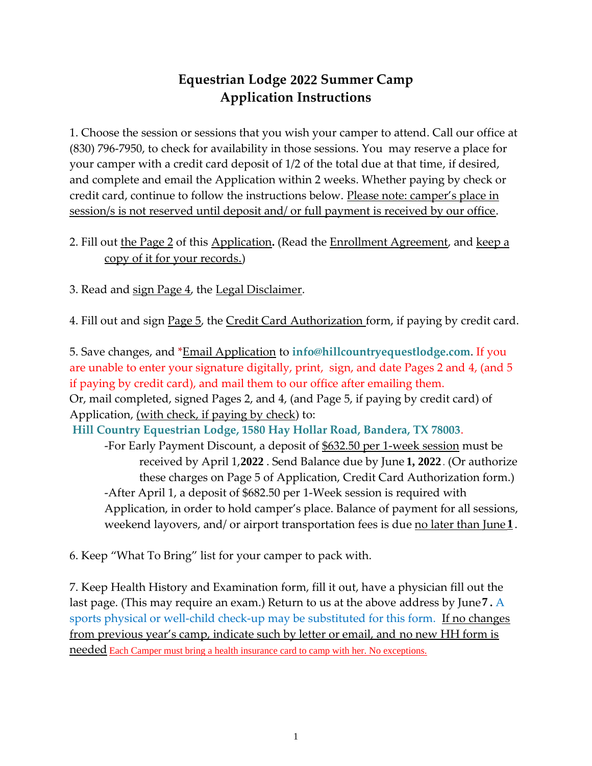# Equestrian Lodge 2022 Summer Camp
# Application Instructions

1. Choose the session or sessions that you wish your camper to attend. Call our office at (830) 796-7950, to check for availability in those sessions. You may reserve a place for your camper with a credit card deposit of 1/2 of the total due at that time, if desired, and complete and email the Application within 2 weeks. Whether paying by check or credit card, continue to follow the instructions below. Please note: camper's place in session/s is not reserved until deposit and/ or full payment is received by our office.

2. Fill out the Page 2 of this Application**.** (Read the Enrollment Agreement, and keep a copy of it for your records.)

3. Read and sign Page 4, the Legal Disclaimer.

4. Fill out and sign Page 5, the Credit Card Authorization form, if paying by credit card.

5. Save changes, and *Email Application to **info@hillcountryequestlodge.com**. If you are unable to enter your signature digitally, print, sign, and date Pages 2 and 4, (and 5 if paying by credit card), and mail them to our office after emailing them.
Or, mail completed, signed Pages 2, and 4, (and Page 5, if paying by credit card) of Application, (with check, if paying by check) to:
**Hill Country Equestrian Lodge, 1580 Hay Hollar Road, Bandera, TX 78003**.
   - For Early Payment Discount, a deposit of $632.50 per 1-week session must be received by April 1,**2022** . Send Balance due by June **1, 2022**. (Or authorize these charges on Page 5 of Application, Credit Card Authorization form.)
   - After April 1, a deposit of $682.50 per 1-Week session is required with Application, in order to hold camper's place. Balance of payment for all sessions, weekend layovers, and/ or airport transportation fees is due no later than June **1**.

6. Keep "What To Bring" list for your camper to pack with.

7. Keep Health History and Examination form, fill it out, have a physician fill out the last page. (This may require an exam.) Return to us at the above address by June **7**. A sports physical or well-child check-up may be substituted for this form. If no changes from previous year's camp, indicate such by letter or email, and no new HH form is needed Each Camper must bring a health insurance card to camp with her. No exceptions.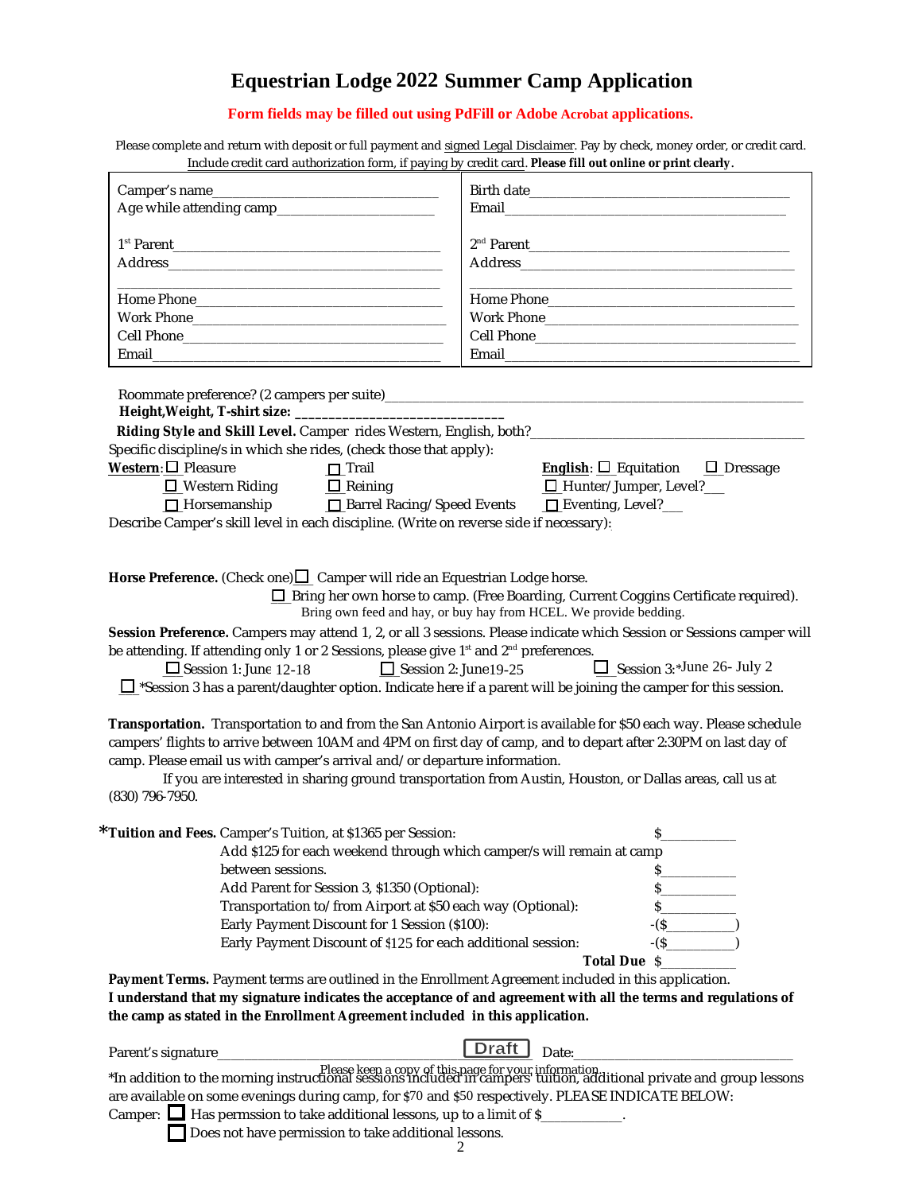# Equestrian Lodge 2022 Summer Camp Application

**Form fields may be filled out using PdFill or Adobe Acrobat applications.**

Please complete and return with deposit or full payment and signed Legal Disclaimer. Pay by check, money order, or credit card. Include credit card authorization form, if paying by credit card. **Please fill out online or print clearly.**

| | |
|---|---|
| Camper's name_______________________________ | Birth date____________________________________ |
| Age while attending camp______________________ | Email_________________________________________ |
| 1st Parent_____________________________________ | 2nd Parent____________________________________ |
| Address________________________________________ | Address_______________________________________ |
| _______________________________________________ | ______________________________________________ |
| Home Phone_____________________________________ | Home Phone____________________________________ |
| Work Phone_____________________________________ | Work Phone____________________________________ |
| Cell Phone_____________________________________ | Cell Phone____________________________________ |
| Email__________________________________________ | Email_________________________________________ |

Roommate preference? (2 campers per suite)_______________________________________________

**Height,Weight, T-shirt size: ______________________________**

**Riding Style and Skill Level.** Camper rides Western, English, both?_____________________________

Specific discipline/s in which she rides, (check those that apply):

**Western**: ☐ Pleasure ☐ Trail **English**: ☐ Equitation ☐ Dressage

☐ Western Riding ☐ Reining ☐ Hunter/Jumper, Level?___

☐ Horsemanship ☐ Barrel Racing/Speed Events ☐ Eventing, Level?___

Describe Camper's skill level in each discipline. (Write on reverse side if necessary):

**Horse Preference.** (Check one) ☐ Camper will ride an Equestrian Lodge horse.

☐ Bring her own horse to camp. (Free Boarding, Current Coggins Certificate required). Bring own feed and hay, or buy hay from HCEL. We provide bedding.

**Session Preference.** Campers may attend 1, 2, or all 3 sessions. Please indicate which Session or Sessions camper will be attending. If attending only 1 or 2 Sessions, please give 1st and 2nd preferences.

☐ Session 1: June 12-18 ☐ Session 2: June19-25 ☐ Session 3:*June 26- July 2

☐ *Session 3 has a parent/daughter option. Indicate here if a parent will be joining the camper for this session.

**Transportation.** Transportation to and from the San Antonio Airport is available for $50 each way. Please schedule campers' flights to arrive between 10AM and 4PM on first day of camp, and to depart after 2:30PM on last day of camp. Please email us with camper's arrival and/or departure information.

If you are interested in sharing ground transportation from Austin, Houston, or Dallas areas, call us at (830) 796-7950.

***Tuition and Fees.** Camper's Tuition, at $1365 per Session: $__________

Add $125 for each weekend through which camper/s will remain at camp between sessions. $__________

Add Parent for Session 3, $1350 (Optional): $__________

Transportation to/from Airport at $50 each way (Optional): $__________

Early Payment Discount for 1 Session ($100): -($_________)

Early Payment Discount of $125 for each additional session: -($_________)

**Total Due** $__________

**Payment Terms.** Payment terms are outlined in the Enrollment Agreement included in this application.

**I understand that my signature indicates the acceptance of and agreement with all the terms and regulations of the camp as stated in the Enrollment Agreement included in this application.**

Parent's signature_______________________________ Draft Date:____________________________

Please keep a copy of this page for your information.

*In addition to the morning instructional sessions included in campers' tuition, additional private and group lessons are available on some evenings during camp, for $70 and $50 respectively. PLEASE INDICATE BELOW:

Camper: ☐ Has permssion to take additional lessons, up to a limit of $___________.

☐ Does not have permission to take additional lessons.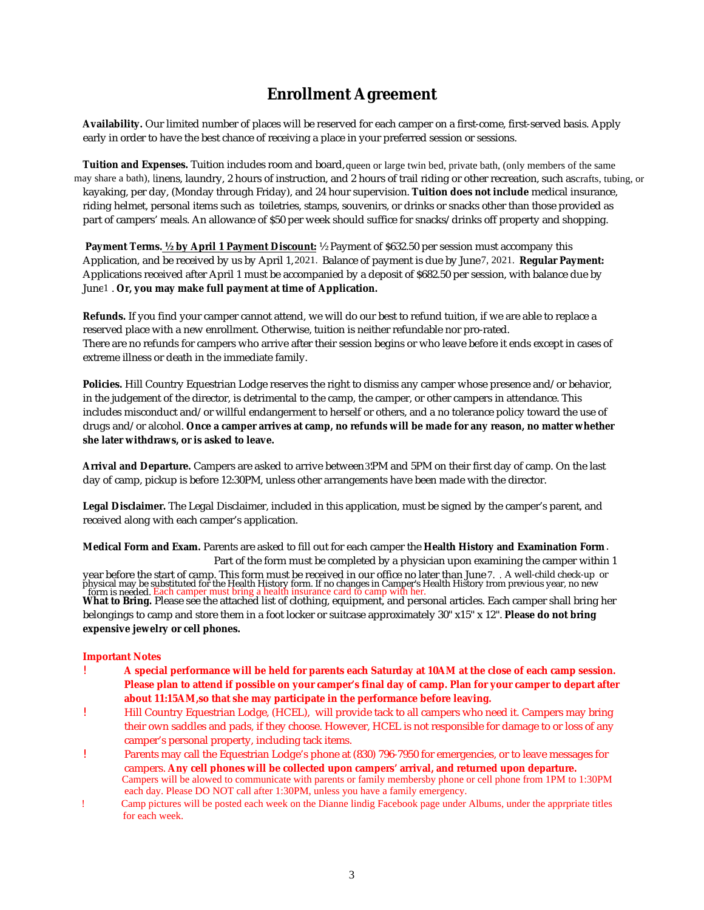# Enrollment Agreement

**Availability.** Our limited number of places will be reserved for each camper on a first-come, first-served basis. Apply early in order to have the best chance of receiving a place in your preferred session or sessions.

**Tuition and Expenses.** Tuition includes room and board, queen or large twin bed, private bath, (only members of the same may share a bath), linens, laundry, 2 hours of instruction, and 2 hours of trail riding or other recreation, such as crafts, tubing, or kayaking, per day, (Monday through Friday), and 24 hour supervision. **Tuition does not include** medical insurance, riding helmet, personal items such as toiletries, stamps, souvenirs, or drinks or snacks other than those provided as part of campers' meals. An allowance of $50 per week should suffice for snacks/drinks off property and shopping.

**Payment Terms. <u>½ by April 1 Payment Discount:</u>** ½ Payment of $632.50 per session must accompany this Application, and be received by us by April 1, 2021. Balance of payment is due by June 7, 2021. **Regular Payment:** Applications received after April 1 must be accompanied by a deposit of $682.50 per session, with balance due by June 1 . **Or, you may make full payment at time of Application.**

**Refunds.** If you find your camper cannot attend, we will do our best to refund tuition, if we are able to replace a reserved place with a new enrollment. Otherwise, tuition is neither refundable nor pro-rated.
There are no refunds for campers who arrive after their session begins or who leave before it ends except in cases of extreme illness or death in the immediate family.

**Policies.** Hill Country Equestrian Lodge reserves the right to dismiss any camper whose presence and/or behavior, in the judgement of the director, is detrimental to the camp, the camper, or other campers in attendance. This includes misconduct and/or willful endangerment to herself or others, and a no tolerance policy toward the use of drugs and/or alcohol. **Once a camper arrives at camp, no refunds will be made for any reason, no matter whether she later withdraws, or is asked to leave.**

**Arrival and Departure.** Campers are asked to arrive between 3PM and 5PM on their first day of camp. On the last day of camp, pickup is before 12:30PM, unless other arrangements have been made with the director.

**Legal Disclaimer.** The Legal Disclaimer, included in this application, must be signed by the camper's parent, and received along with each camper's application.

**Medical Form and Exam.** Parents are asked to fill out for each camper the **Health History and Examination Form**. Part of the form must be completed by a physician upon examining the camper within 1 year before the start of camp. This form must be received in our office no later than June 7. . A well-child check-up or physical may be substituted for the Health History form. If no changes in Camper's Health History from previous year, no new form is needed. Each camper must bring a health insurance card to camp with her.

**What to Bring.** Please see the attached list of clothing, equipment, and personal articles. Each camper shall bring her belongings to camp and store them in a foot locker or suitcase approximately 30" x15" x 12". **Please do not bring expensive jewelry or cell phones.**

**Important Notes**

- **A special performance will be held for parents each Saturday at 10AM at the close of each camp session. Please plan to attend if possible on your camper's final day of camp. Plan for your camper to depart after about 11:15AM,so that she may participate in the performance before leaving.**
- Hill Country Equestrian Lodge, (HCEL), will provide tack to all campers who need it. Campers may bring their own saddles and pads, if they choose. However, HCEL is not responsible for damage to or loss of any camper's personal property, including tack items.
- Parents may call the Equestrian Lodge's phone at (830) 796-7950 for emergencies, or to leave messages for campers. **Any cell phones will be collected upon campers' arrival, and returned upon departure.** Campers will be alowed to communicate with parents or family membersby phone or cell phone from 1PM to 1:30PM each day. Please DO NOT call after 1:30PM, unless you have a family emergency.
- Camp pictures will be posted each week on the Dianne lindig Facebook page under Albums, under the apprpriate titles for each week.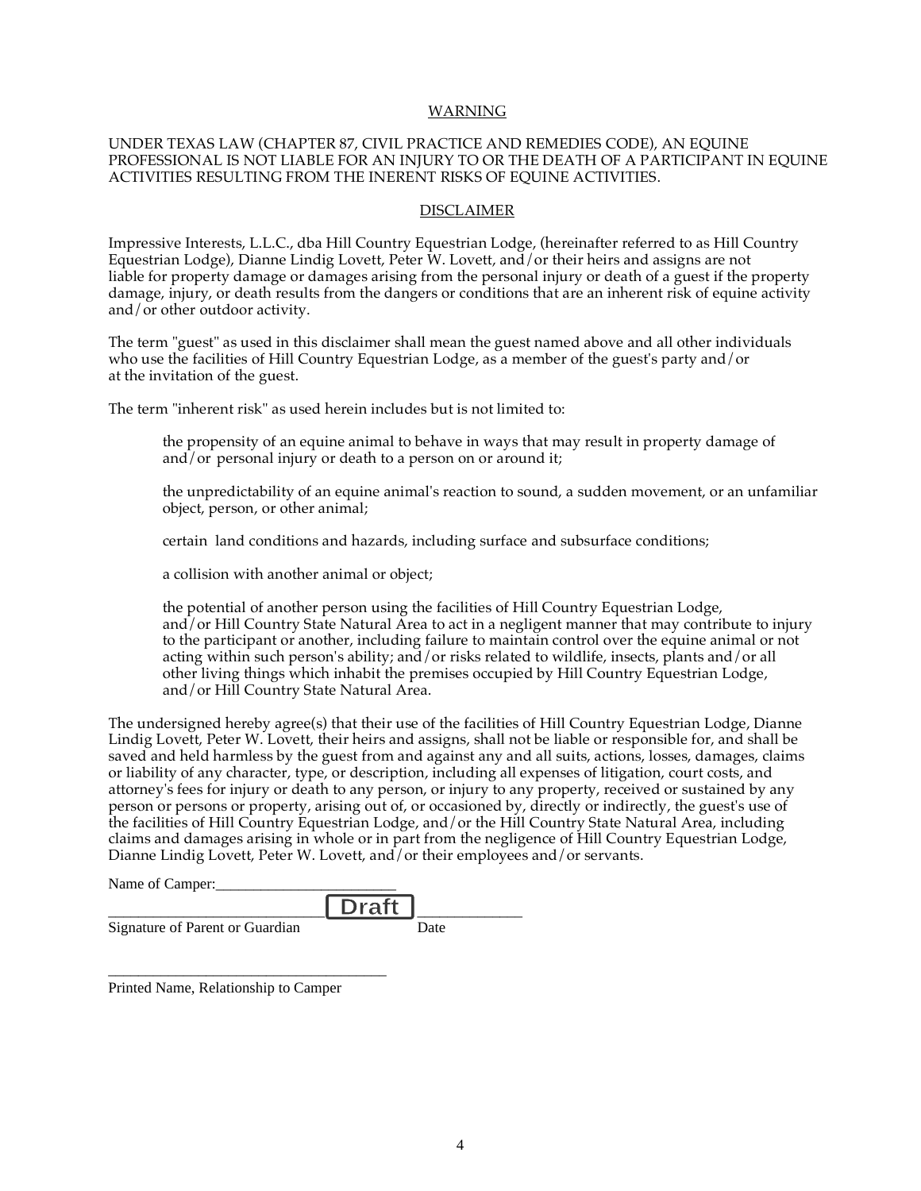## WARNING

UNDER TEXAS LAW (CHAPTER 87, CIVIL PRACTICE AND REMEDIES CODE), AN EQUINE PROFESSIONAL IS NOT LIABLE FOR AN INJURY TO OR THE DEATH OF A PARTICIPANT IN EQUINE ACTIVITIES RESULTING FROM THE INERENT RISKS OF EQUINE ACTIVITIES.

## DISCLAIMER

Impressive Interests, L.L.C., dba Hill Country Equestrian Lodge, (hereinafter referred to as Hill Country Equestrian Lodge), Dianne Lindig Lovett, Peter W. Lovett, and/or their heirs and assigns are not liable for property damage or damages arising from the personal injury or death of a guest if the property damage, injury, or death results from the dangers or conditions that are an inherent risk of equine activity and/or other outdoor activity.

The term "guest" as used in this disclaimer shall mean the guest named above and all other individuals who use the facilities of Hill Country Equestrian Lodge, as a member of the guest's party and/or at the invitation of the guest.

The term "inherent risk" as used herein includes but is not limited to:

> the propensity of an equine animal to behave in ways that may result in property damage of and/or personal injury or death to a person on or around it;
>
> the unpredictability of an equine animal's reaction to sound, a sudden movement, or an unfamiliar object, person, or other animal;
>
> certain land conditions and hazards, including surface and subsurface conditions;
>
> a collision with another animal or object;
>
> the potential of another person using the facilities of Hill Country Equestrian Lodge, and/or Hill Country State Natural Area to act in a negligent manner that may contribute to injury to the participant or another, including failure to maintain control over the equine animal or not acting within such person's ability; and/or risks related to wildlife, insects, plants and/or all other living things which inhabit the premises occupied by Hill Country Equestrian Lodge, and/or Hill Country State Natural Area.

The undersigned hereby agree(s) that their use of the facilities of Hill Country Equestrian Lodge, Dianne Lindig Lovett, Peter W. Lovett, their heirs and assigns, shall not be liable or responsible for, and shall be saved and held harmless by the guest from and against any and all suits, actions, losses, damages, claims or liability of any character, type, or description, including all expenses of litigation, court costs, and attorney's fees for injury or death to any person, or injury to any property, received or sustained by any person or persons or property, arising out of, or occasioned by, directly or indirectly, the guest's use of the facilities of Hill Country Equestrian Lodge, and/or the Hill Country State Natural Area, including claims and damages arising in whole or in part from the negligence of Hill Country Equestrian Lodge, Dianne Lindig Lovett, Peter W. Lovett, and/or their employees and/or servants.

Name of Camper:________________________

____________________________ Draft _____________
Signature of Parent or Guardian Date

_____________________________________
Printed Name, Relationship to Camper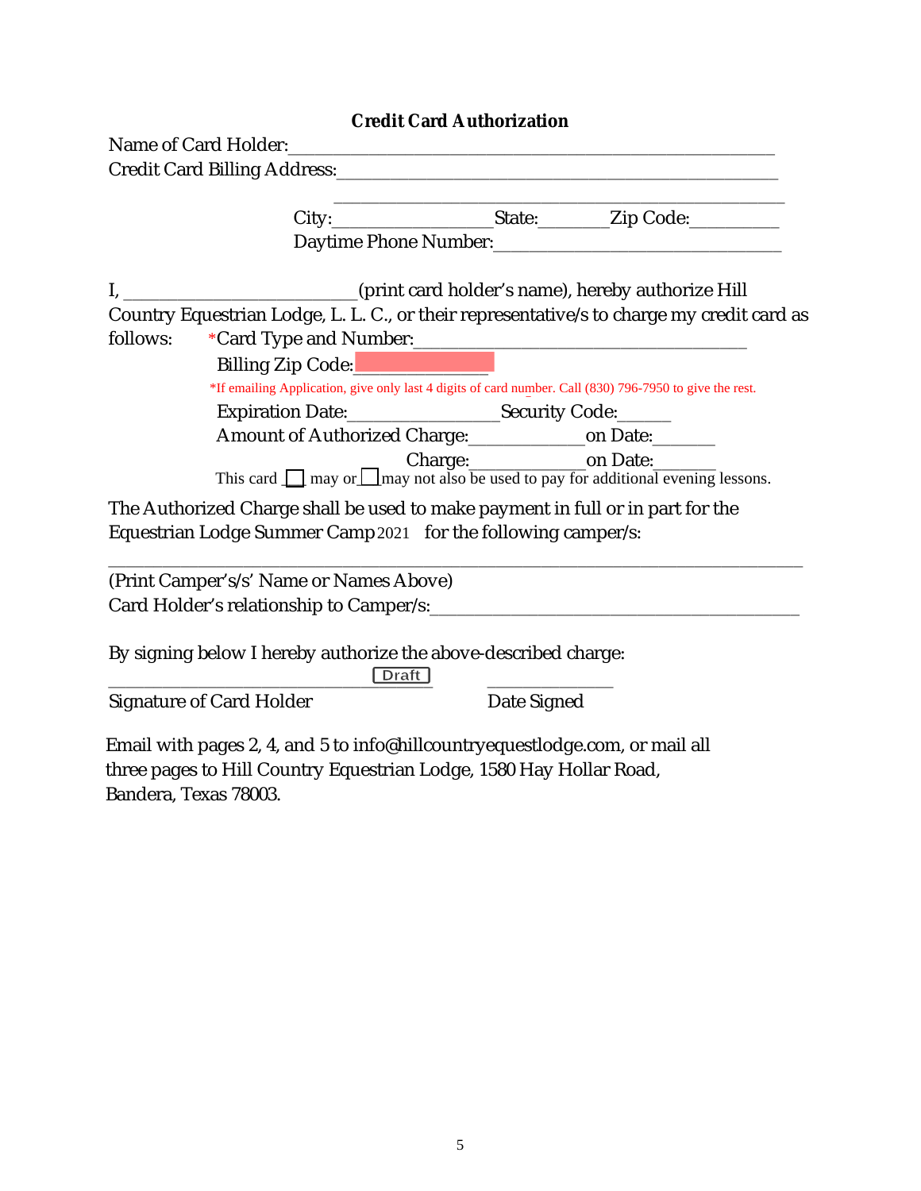## Credit Card Authorization

Name of Card Holder:_______________________________________________

Credit Card Billing Address:_________________________________________

_________________________________________

City:________________State:_______Zip Code:_________

Daytime Phone Number:_____________________________

I, _______________________(print card holder's name), hereby authorize Hill Country Equestrian Lodge, L. L. C., or their representative/s to charge my credit card as follows: *Card Type and Number:_________________________________

Billing Zip Code:_____________

*If emailing Application, give only last 4 digits of card number. Call (830) 796-7950 to give the rest.

Expiration Date:_______________Security Code:_____

Amount of Authorized Charge:___________on Date:______

Charge:___________on Date:______

This card ☐ may or ☐ may not also be used to pay for additional evening lessons.

The Authorized Charge shall be used to make payment in full or in part for the Equestrian Lodge Summer Camp 2021 for the following camper/s:

_______________________________________________________________________

(Print Camper's/s/' Name or Names Above)

Card Holder's relationship to Camper/s:_____________________________________

By signing below I hereby authorize the above-described charge:

________________________________ ____________

Signature of Card Holder Date Signed

Email with pages 2, 4, and 5 to info@hillcountryequestlodge.com, or mail all three pages to Hill Country Equestrian Lodge, 1580 Hay Hollar Road, Bandera, Texas 78003.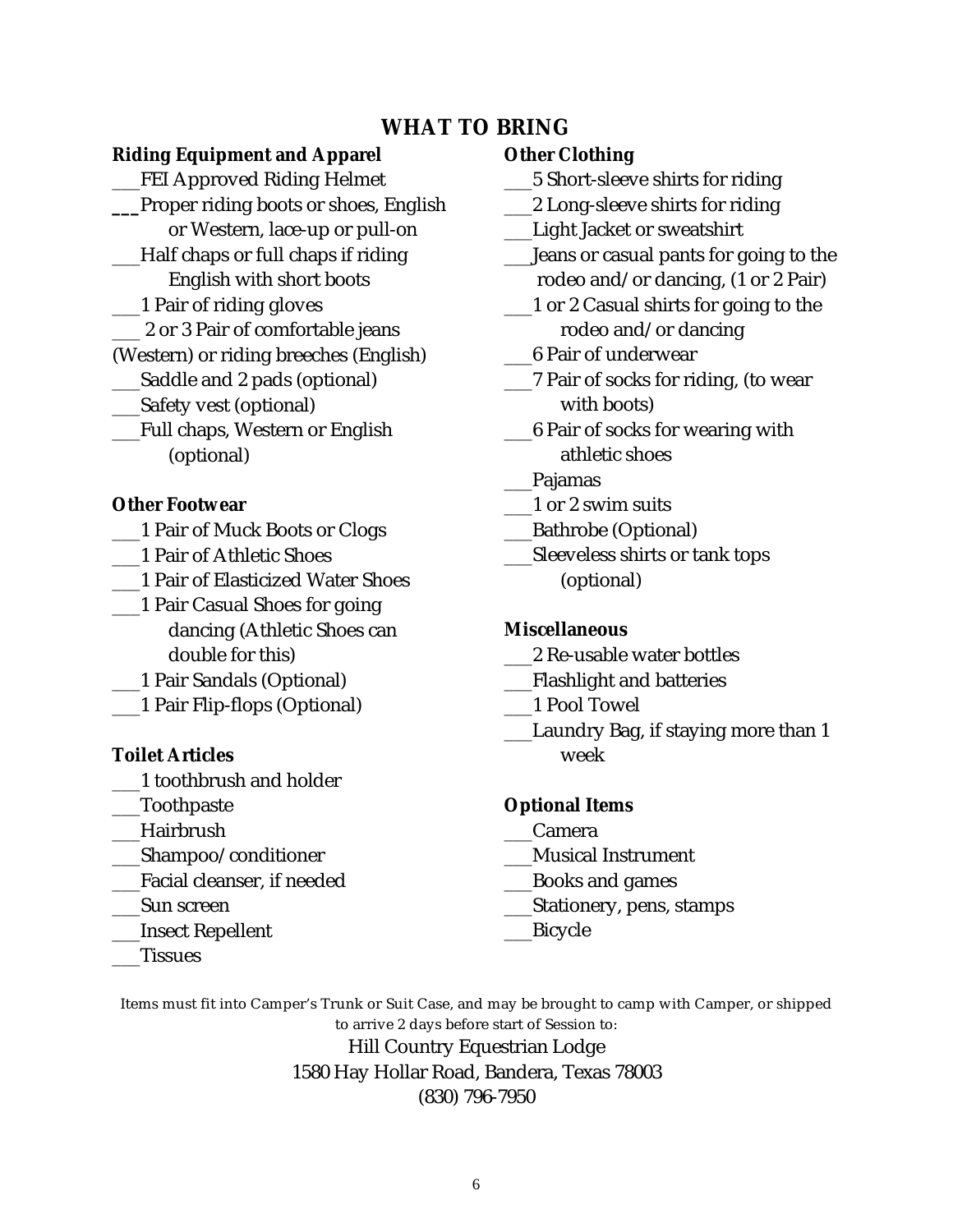# WHAT TO BRING

**Riding Equipment and Apparel**

___FEI Approved Riding Helmet
___Proper riding boots or shoes, English or Western, lace-up or pull-on
___Half chaps or full chaps if riding English with short boots
___1 Pair of riding gloves
___ 2 or 3 Pair of comfortable jeans (Western) or riding breeches (English)
___Saddle and 2 pads (optional)
___Safety vest (optional)
___Full chaps, Western or English (optional)

**Other Footwear**

___1 Pair of Muck Boots or Clogs
___1 Pair of Athletic Shoes
___1 Pair of Elasticized Water Shoes
___1 Pair Casual Shoes for going dancing (Athletic Shoes can double for this)
___1 Pair Sandals (Optional)
___1 Pair Flip-flops (Optional)

**Toilet Articles**

___1 toothbrush and holder
___Toothpaste
___Hairbrush
___Shampoo/conditioner
___Facial cleanser, if needed
___Sun screen
___Insect Repellent
___Tissues

**Other Clothing**

___5 Short-sleeve shirts for riding
___2 Long-sleeve shirts for riding
___Light Jacket or sweatshirt
___Jeans or casual pants for going to the rodeo and/or dancing, (1 or 2 Pair)
___1 or 2 Casual shirts for going to the rodeo and/or dancing
___6 Pair of underwear
___7 Pair of socks for riding, (to wear with boots)
___6 Pair of socks for wearing with athletic shoes
___Pajamas
___1 or 2 swim suits
___Bathrobe (Optional)
___Sleeveless shirts or tank tops (optional)

**Miscellaneous**

___2 Re-usable water bottles
___Flashlight and batteries
___1 Pool Towel
___Laundry Bag, if staying more than 1 week

**Optional Items**

___Camera
___Musical Instrument
___Books and games
___Stationery, pens, stamps
___Bicycle

Items must fit into Camper's Trunk or Suit Case, and may be brought to camp with Camper, or shipped to arrive 2 days before start of Session to:

Hill Country Equestrian Lodge
1580 Hay Hollar Road, Bandera, Texas 78003
(830) 796-7950